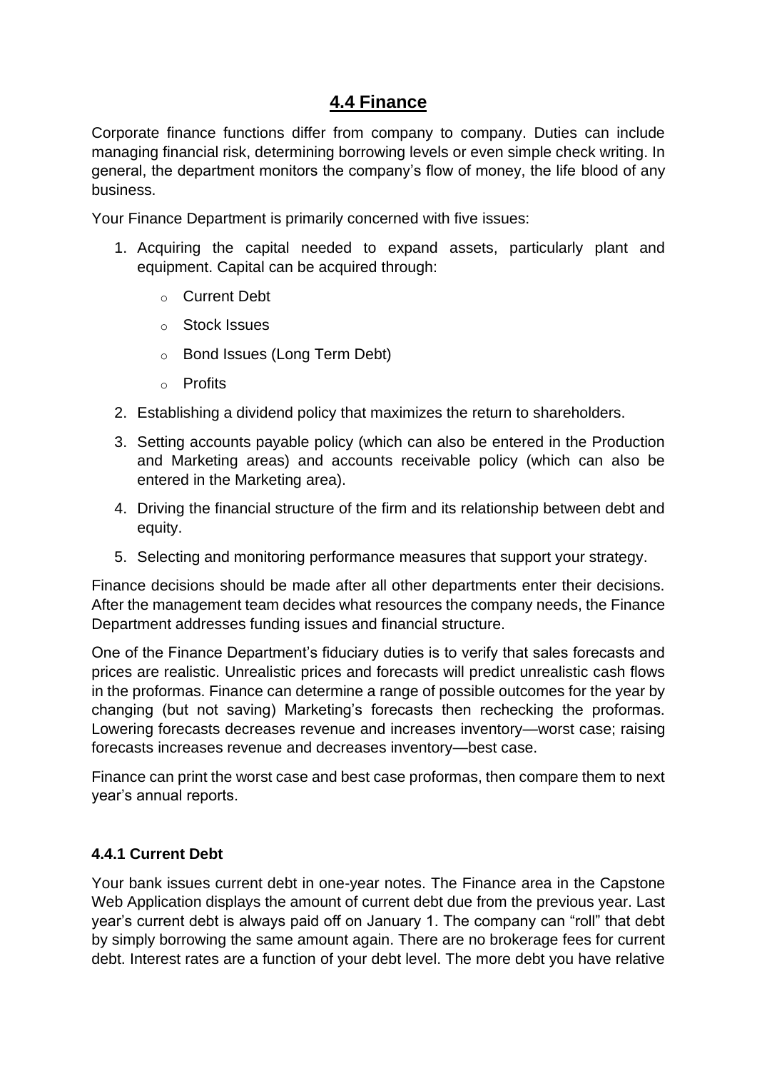## 4.4 Finance

Corporate finance functions differ from company to company. Duties can include managing financial risk, determining borrowing levels or even simple check writing. In general, the department monitors the company's flow of money, the life blood of any business.

Your Finance Department is primarily concerned with five issues:

1. Acquiring the capital needed to expand assets, particularly plant and equipment. Capital can be acquired through:
   - Current Debt
   - Stock Issues
   - Bond Issues (Long Term Debt)
   - Profits
2. Establishing a dividend policy that maximizes the return to shareholders.
3. Setting accounts payable policy (which can also be entered in the Production and Marketing areas) and accounts receivable policy (which can also be entered in the Marketing area).
4. Driving the financial structure of the firm and its relationship between debt and equity.
5. Selecting and monitoring performance measures that support your strategy.

Finance decisions should be made after all other departments enter their decisions. After the management team decides what resources the company needs, the Finance Department addresses funding issues and financial structure.

One of the Finance Department's fiduciary duties is to verify that sales forecasts and prices are realistic. Unrealistic prices and forecasts will predict unrealistic cash flows in the proformas. Finance can determine a range of possible outcomes for the year by changing (but not saving) Marketing's forecasts then rechecking the proformas. Lowering forecasts decreases revenue and increases inventory—worst case; raising forecasts increases revenue and decreases inventory—best case.

Finance can print the worst case and best case proformas, then compare them to next year's annual reports.

### 4.4.1 Current Debt

Your bank issues current debt in one-year notes. The Finance area in the Capstone Web Application displays the amount of current debt due from the previous year. Last year's current debt is always paid off on January 1. The company can "roll" that debt by simply borrowing the same amount again. There are no brokerage fees for current debt. Interest rates are a function of your debt level. The more debt you have relative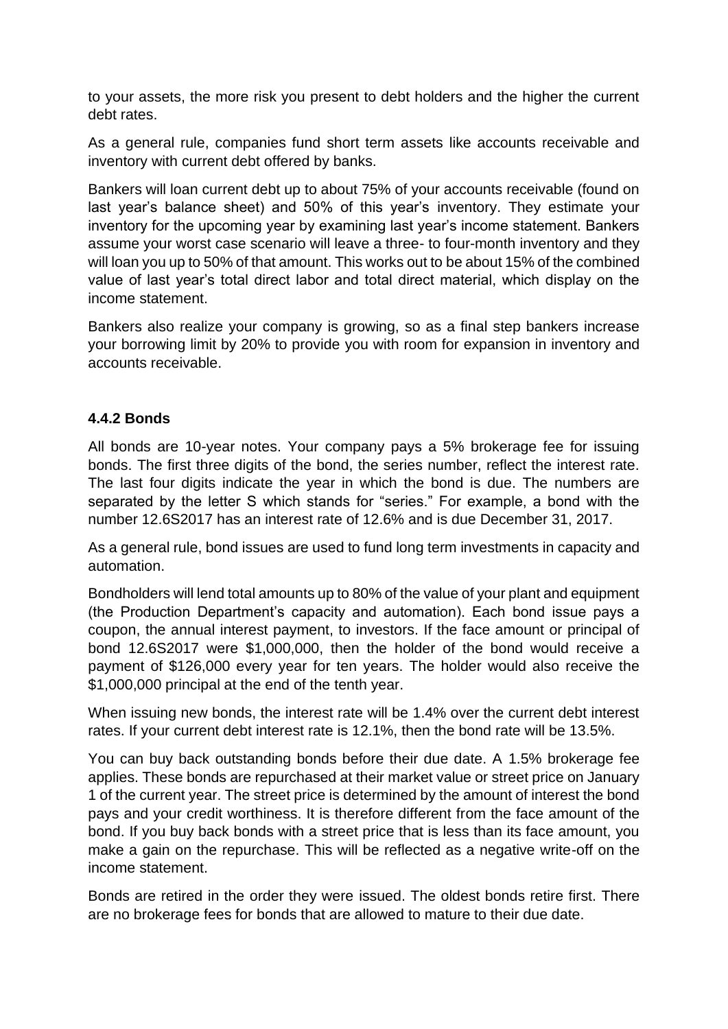to your assets, the more risk you present to debt holders and the higher the current debt rates.

As a general rule, companies fund short term assets like accounts receivable and inventory with current debt offered by banks.

Bankers will loan current debt up to about 75% of your accounts receivable (found on last year's balance sheet) and 50% of this year's inventory. They estimate your inventory for the upcoming year by examining last year's income statement. Bankers assume your worst case scenario will leave a three- to four-month inventory and they will loan you up to 50% of that amount. This works out to be about 15% of the combined value of last year's total direct labor and total direct material, which display on the income statement.

Bankers also realize your company is growing, so as a final step bankers increase your borrowing limit by 20% to provide you with room for expansion in inventory and accounts receivable.

### 4.4.2 Bonds

All bonds are 10-year notes. Your company pays a 5% brokerage fee for issuing bonds. The first three digits of the bond, the series number, reflect the interest rate. The last four digits indicate the year in which the bond is due. The numbers are separated by the letter S which stands for "series." For example, a bond with the number 12.6S2017 has an interest rate of 12.6% and is due December 31, 2017.

As a general rule, bond issues are used to fund long term investments in capacity and automation.

Bondholders will lend total amounts up to 80% of the value of your plant and equipment (the Production Department's capacity and automation). Each bond issue pays a coupon, the annual interest payment, to investors. If the face amount or principal of bond 12.6S2017 were $1,000,000, then the holder of the bond would receive a payment of $126,000 every year for ten years. The holder would also receive the $1,000,000 principal at the end of the tenth year.

When issuing new bonds, the interest rate will be 1.4% over the current debt interest rates. If your current debt interest rate is 12.1%, then the bond rate will be 13.5%.

You can buy back outstanding bonds before their due date. A 1.5% brokerage fee applies. These bonds are repurchased at their market value or street price on January 1 of the current year. The street price is determined by the amount of interest the bond pays and your credit worthiness. It is therefore different from the face amount of the bond. If you buy back bonds with a street price that is less than its face amount, you make a gain on the repurchase. This will be reflected as a negative write-off on the income statement.

Bonds are retired in the order they were issued. The oldest bonds retire first. There are no brokerage fees for bonds that are allowed to mature to their due date.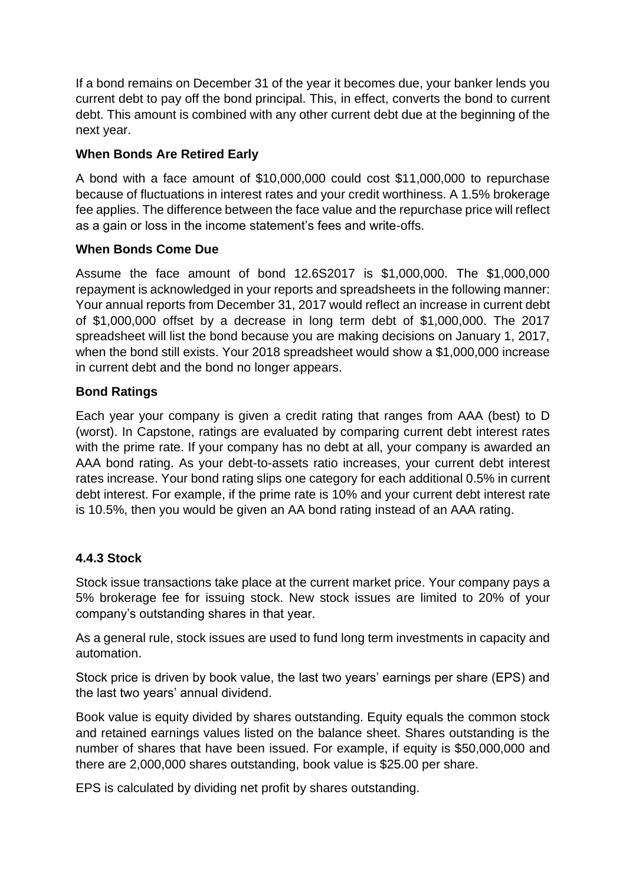If a bond remains on December 31 of the year it becomes due, your banker lends you current debt to pay off the bond principal. This, in effect, converts the bond to current debt. This amount is combined with any other current debt due at the beginning of the next year.

**When Bonds Are Retired Early**

A bond with a face amount of $10,000,000 could cost $11,000,000 to repurchase because of fluctuations in interest rates and your credit worthiness. A 1.5% brokerage fee applies. The difference between the face value and the repurchase price will reflect as a gain or loss in the income statement's fees and write-offs.

**When Bonds Come Due**

Assume the face amount of bond 12.6S2017 is $1,000,000. The $1,000,000 repayment is acknowledged in your reports and spreadsheets in the following manner: Your annual reports from December 31, 2017 would reflect an increase in current debt of $1,000,000 offset by a decrease in long term debt of $1,000,000. The 2017 spreadsheet will list the bond because you are making decisions on January 1, 2017, when the bond still exists. Your 2018 spreadsheet would show a $1,000,000 increase in current debt and the bond no longer appears.

**Bond Ratings**

Each year your company is given a credit rating that ranges from AAA (best) to D (worst). In Capstone, ratings are evaluated by comparing current debt interest rates with the prime rate. If your company has no debt at all, your company is awarded an AAA bond rating. As your debt-to-assets ratio increases, your current debt interest rates increase. Your bond rating slips one category for each additional 0.5% in current debt interest. For example, if the prime rate is 10% and your current debt interest rate is 10.5%, then you would be given an AA bond rating instead of an AAA rating.

### 4.4.3 Stock

Stock issue transactions take place at the current market price. Your company pays a 5% brokerage fee for issuing stock. New stock issues are limited to 20% of your company's outstanding shares in that year.

As a general rule, stock issues are used to fund long term investments in capacity and automation.

Stock price is driven by book value, the last two years' earnings per share (EPS) and the last two years' annual dividend.

Book value is equity divided by shares outstanding. Equity equals the common stock and retained earnings values listed on the balance sheet. Shares outstanding is the number of shares that have been issued. For example, if equity is $50,000,000 and there are 2,000,000 shares outstanding, book value is $25.00 per share.

EPS is calculated by dividing net profit by shares outstanding.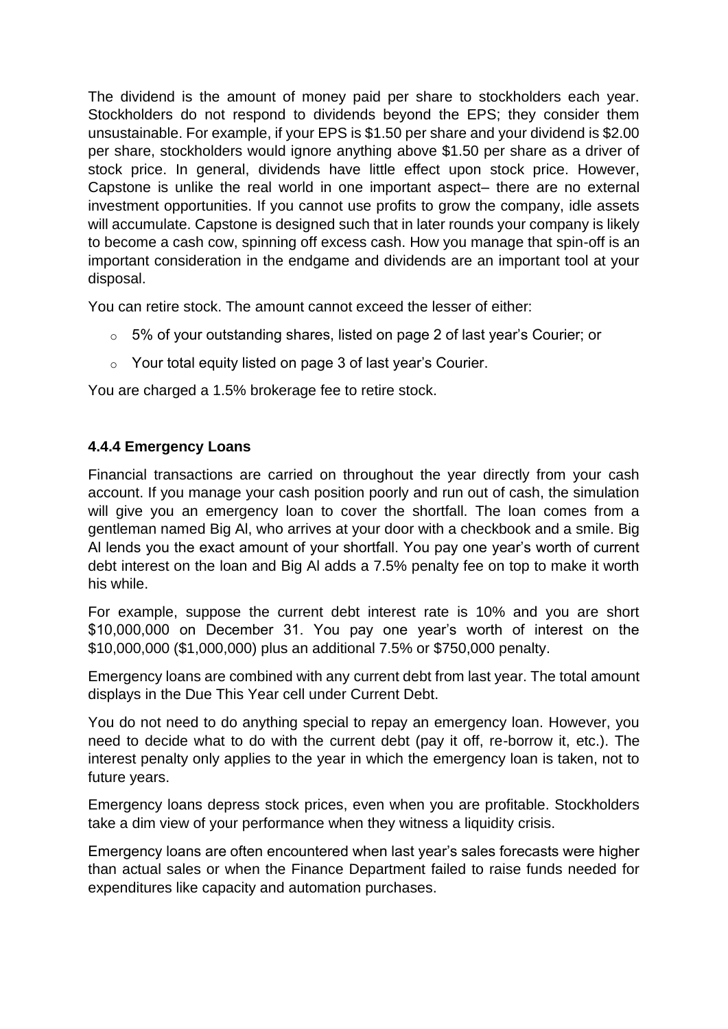The dividend is the amount of money paid per share to stockholders each year. Stockholders do not respond to dividends beyond the EPS; they consider them unsustainable. For example, if your EPS is $1.50 per share and your dividend is $2.00 per share, stockholders would ignore anything above $1.50 per share as a driver of stock price. In general, dividends have little effect upon stock price. However, Capstone is unlike the real world in one important aspect– there are no external investment opportunities. If you cannot use profits to grow the company, idle assets will accumulate. Capstone is designed such that in later rounds your company is likely to become a cash cow, spinning off excess cash. How you manage that spin-off is an important consideration in the endgame and dividends are an important tool at your disposal.

You can retire stock. The amount cannot exceed the lesser of either:

- 5% of your outstanding shares, listed on page 2 of last year's Courier; or
- Your total equity listed on page 3 of last year's Courier.

You are charged a 1.5% brokerage fee to retire stock.

#### 4.4.4 Emergency Loans

Financial transactions are carried on throughout the year directly from your cash account. If you manage your cash position poorly and run out of cash, the simulation will give you an emergency loan to cover the shortfall. The loan comes from a gentleman named Big Al, who arrives at your door with a checkbook and a smile. Big Al lends you the exact amount of your shortfall. You pay one year's worth of current debt interest on the loan and Big Al adds a 7.5% penalty fee on top to make it worth his while.

For example, suppose the current debt interest rate is 10% and you are short $10,000,000 on December 31. You pay one year's worth of interest on the $10,000,000 ($1,000,000) plus an additional 7.5% or $750,000 penalty.

Emergency loans are combined with any current debt from last year. The total amount displays in the Due This Year cell under Current Debt.

You do not need to do anything special to repay an emergency loan. However, you need to decide what to do with the current debt (pay it off, re-borrow it, etc.). The interest penalty only applies to the year in which the emergency loan is taken, not to future years.

Emergency loans depress stock prices, even when you are profitable. Stockholders take a dim view of your performance when they witness a liquidity crisis.

Emergency loans are often encountered when last year's sales forecasts were higher than actual sales or when the Finance Department failed to raise funds needed for expenditures like capacity and automation purchases.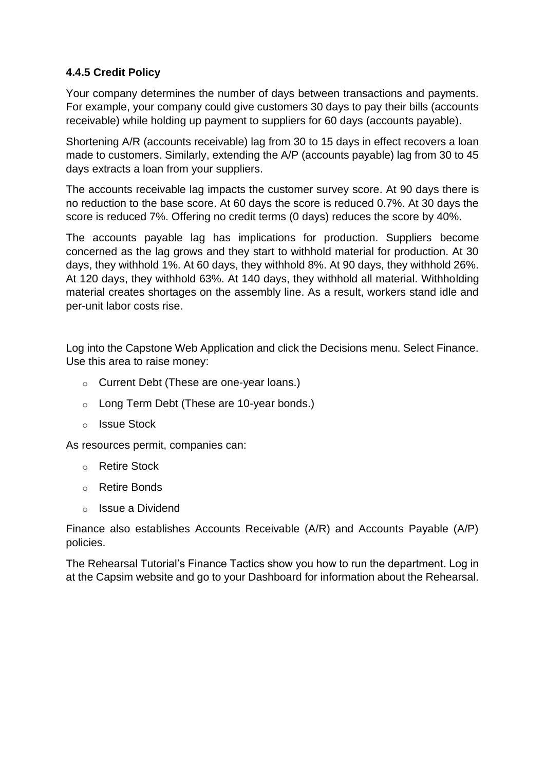### 4.4.5 Credit Policy

Your company determines the number of days between transactions and payments. For example, your company could give customers 30 days to pay their bills (accounts receivable) while holding up payment to suppliers for 60 days (accounts payable).

Shortening A/R (accounts receivable) lag from 30 to 15 days in effect recovers a loan made to customers. Similarly, extending the A/P (accounts payable) lag from 30 to 45 days extracts a loan from your suppliers.

The accounts receivable lag impacts the customer survey score. At 90 days there is no reduction to the base score. At 60 days the score is reduced 0.7%. At 30 days the score is reduced 7%. Offering no credit terms (0 days) reduces the score by 40%.

The accounts payable lag has implications for production. Suppliers become concerned as the lag grows and they start to withhold material for production. At 30 days, they withhold 1%. At 60 days, they withhold 8%. At 90 days, they withhold 26%. At 120 days, they withhold 63%. At 140 days, they withhold all material. Withholding material creates shortages on the assembly line. As a result, workers stand idle and per-unit labor costs rise.

Log into the Capstone Web Application and click the Decisions menu. Select Finance. Use this area to raise money:

- Current Debt (These are one-year loans.)
- Long Term Debt (These are 10-year bonds.)
- Issue Stock

As resources permit, companies can:

- Retire Stock
- Retire Bonds
- Issue a Dividend

Finance also establishes Accounts Receivable (A/R) and Accounts Payable (A/P) policies.

The Rehearsal Tutorial's Finance Tactics show you how to run the department. Log in at the Capsim website and go to your Dashboard for information about the Rehearsal.